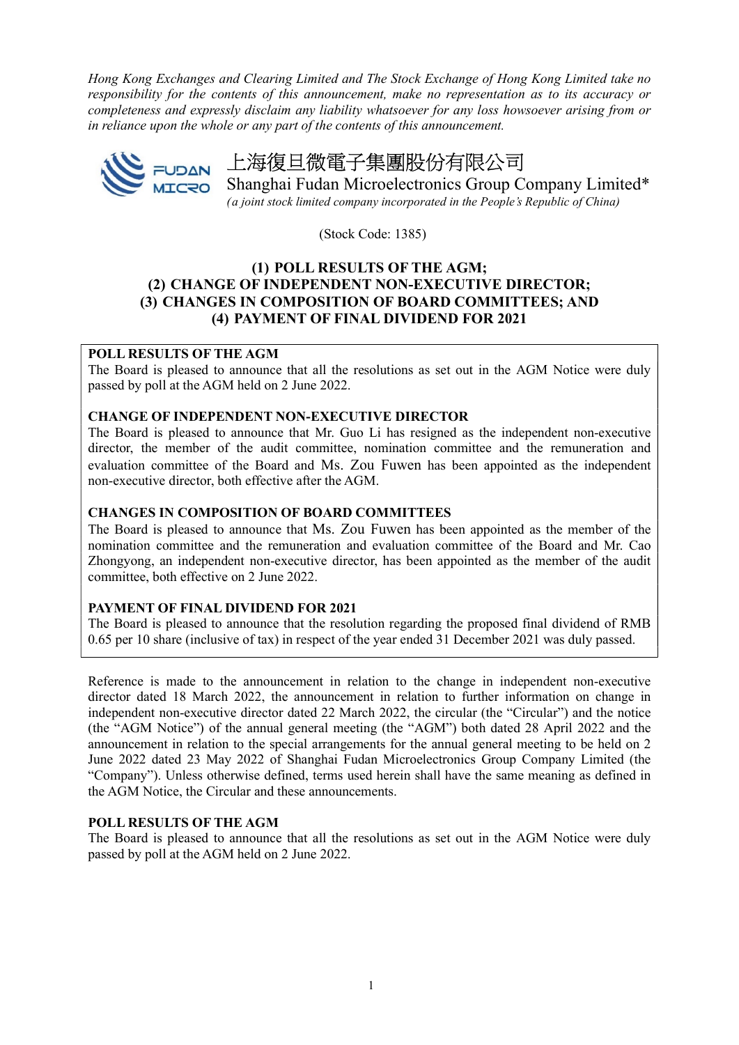*Hong Kong Exchanges and Clearing Limited and The Stock Exchange of Hong Kong Limited take no responsibility for the contents of this announcement, make no representation as to its accuracy or completeness and expressly disclaim any liability whatsoever for any loss howsoever arising from or in reliance upon the whole or any part of the contents of this announcement.*

# 上海復旦微電子集團股份有限公司
# Shanghai Fudan Microelectronics Group Company Limited*

*(a joint stock limited company incorporated in the People's Republic of China)*

(Stock Code: 1385)

## (1) POLL RESULTS OF THE AGM;
## (2) CHANGE OF INDEPENDENT NON-EXECUTIVE DIRECTOR;
## (3) CHANGES IN COMPOSITION OF BOARD COMMITTEES; AND
## (4) PAYMENT OF FINAL DIVIDEND FOR 2021

**POLL RESULTS OF THE AGM**

The Board is pleased to announce that all the resolutions as set out in the AGM Notice were duly passed by poll at the AGM held on 2 June 2022.

**CHANGE OF INDEPENDENT NON-EXECUTIVE DIRECTOR**

The Board is pleased to announce that Mr. Guo Li has resigned as the independent non-executive director, the member of the audit committee, nomination committee and the remuneration and evaluation committee of the Board and Ms. Zou Fuwen has been appointed as the independent non-executive director, both effective after the AGM.

**CHANGES IN COMPOSITION OF BOARD COMMITTEES**

The Board is pleased to announce that Ms. Zou Fuwen has been appointed as the member of the nomination committee and the remuneration and evaluation committee of the Board and Mr. Cao Zhongyong, an independent non-executive director, has been appointed as the member of the audit committee, both effective on 2 June 2022.

**PAYMENT OF FINAL DIVIDEND FOR 2021**

The Board is pleased to announce that the resolution regarding the proposed final dividend of RMB 0.65 per 10 share (inclusive of tax) in respect of the year ended 31 December 2021 was duly passed.

Reference is made to the announcement in relation to the change in independent non-executive director dated 18 March 2022, the announcement in relation to further information on change in independent non-executive director dated 22 March 2022, the circular (the "Circular") and the notice (the "AGM Notice") of the annual general meeting (the "AGM") both dated 28 April 2022 and the announcement in relation to the special arrangements for the annual general meeting to be held on 2 June 2022 dated 23 May 2022 of Shanghai Fudan Microelectronics Group Company Limited (the "Company"). Unless otherwise defined, terms used herein shall have the same meaning as defined in the AGM Notice, the Circular and these announcements.

**POLL RESULTS OF THE AGM**

The Board is pleased to announce that all the resolutions as set out in the AGM Notice were duly passed by poll at the AGM held on 2 June 2022.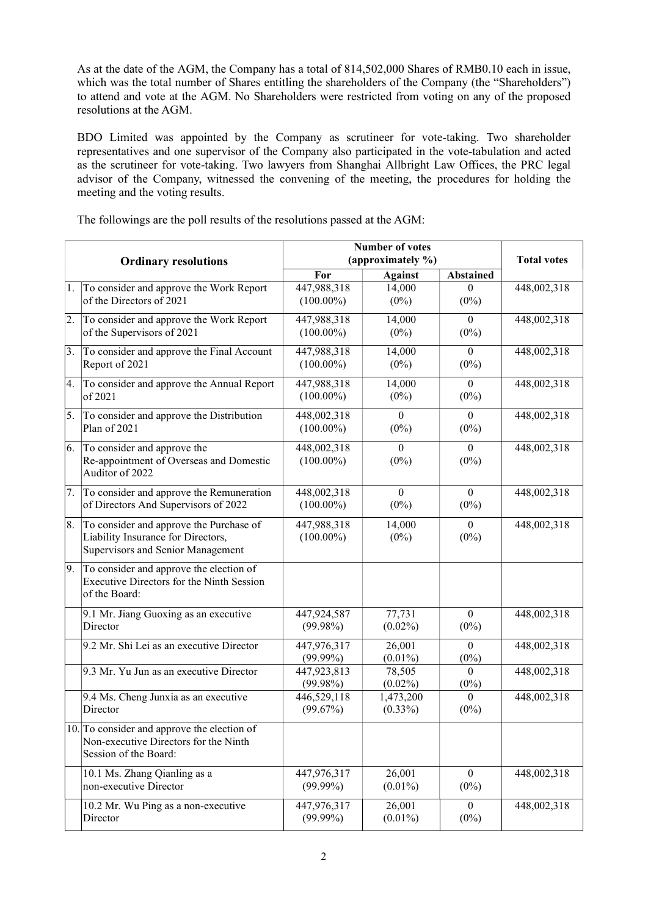As at the date of the AGM, the Company has a total of 814,502,000 Shares of RMB0.10 each in issue, which was the total number of Shares entitling the shareholders of the Company (the "Shareholders") to attend and vote at the AGM. No Shareholders were restricted from voting on any of the proposed resolutions at the AGM.

BDO Limited was appointed by the Company as scrutineer for vote-taking. Two shareholder representatives and one supervisor of the Company also participated in the vote-tabulation and acted as the scrutineer for vote-taking. Two lawyers from Shanghai Allbright Law Offices, the PRC legal advisor of the Company, witnessed the convening of the meeting, the procedures for holding the meeting and the voting results.

The followings are the poll results of the resolutions passed at the AGM:

| | Ordinary resolutions | Number of votes (approximately %) | | | Total votes |
|---|---|---|---|---|---|
| | | For | Against | Abstained | |
| 1. | To consider and approve the Work Report of the Directors of 2021 | 447,988,318 (100.00%) | 14,000 (0%) | 0 (0%) | 448,002,318 |
| 2. | To consider and approve the Work Report of the Supervisors of 2021 | 447,988,318 (100.00%) | 14,000 (0%) | 0 (0%) | 448,002,318 |
| 3. | To consider and approve the Final Account Report of 2021 | 447,988,318 (100.00%) | 14,000 (0%) | 0 (0%) | 448,002,318 |
| 4. | To consider and approve the Annual Report of 2021 | 447,988,318 (100.00%) | 14,000 (0%) | 0 (0%) | 448,002,318 |
| 5. | To consider and approve the Distribution Plan of 2021 | 448,002,318 (100.00%) | 0 (0%) | 0 (0%) | 448,002,318 |
| 6. | To consider and approve the Re-appointment of Overseas and Domestic Auditor of 2022 | 448,002,318 (100.00%) | 0 (0%) | 0 (0%) | 448,002,318 |
| 7. | To consider and approve the Remuneration of Directors And Supervisors of 2022 | 448,002,318 (100.00%) | 0 (0%) | 0 (0%) | 448,002,318 |
| 8. | To consider and approve the Purchase of Liability Insurance for Directors, Supervisors and Senior Management | 447,988,318 (100.00%) | 14,000 (0%) | 0 (0%) | 448,002,318 |
| 9. | To consider and approve the election of Executive Directors for the Ninth Session of the Board: | | | | |
| | 9.1 Mr. Jiang Guoxing as an executive Director | 447,924,587 (99.98%) | 77,731 (0.02%) | 0 (0%) | 448,002,318 |
| | 9.2 Mr. Shi Lei as an executive Director | 447,976,317 (99.99%) | 26,001 (0.01%) | 0 (0%) | 448,002,318 |
| | 9.3 Mr. Yu Jun as an executive Director | 447,923,813 (99.98%) | 78,505 (0.02%) | 0 (0%) | 448,002,318 |
| | 9.4 Ms. Cheng Junxia as an executive Director | 446,529,118 (99.67%) | 1,473,200 (0.33%) | 0 (0%) | 448,002,318 |
| 10. | To consider and approve the election of Non-executive Directors for the Ninth Session of the Board: | | | | |
| | 10.1 Ms. Zhang Qianling as a non-executive Director | 447,976,317 (99.99%) | 26,001 (0.01%) | 0 (0%) | 448,002,318 |
| | 10.2 Mr. Wu Ping as a non-executive Director | 447,976,317 (99.99%) | 26,001 (0.01%) | 0 (0%) | 448,002,318 |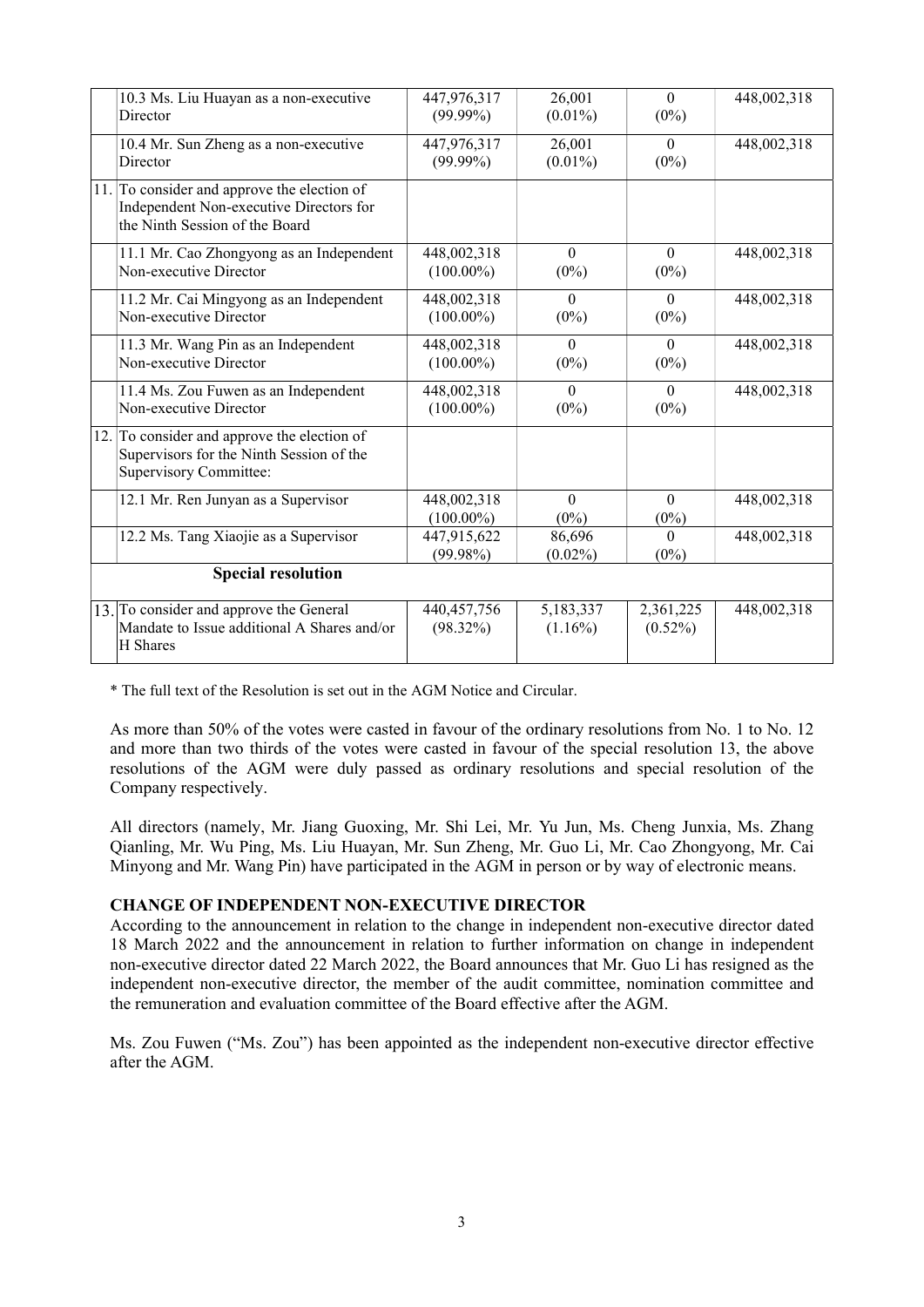| | | | | | |
|---|---|---|---|---|---|
| | 10.3 Ms. Liu Huayan as a non-executive Director | 447,976,317 (99.99%) | 26,001 (0.01%) | 0 (0%) | 448,002,318 |
| | 10.4 Mr. Sun Zheng as a non-executive Director | 447,976,317 (99.99%) | 26,001 (0.01%) | 0 (0%) | 448,002,318 |
| 11. | To consider and approve the election of Independent Non-executive Directors for the Ninth Session of the Board | | | | |
| | 11.1 Mr. Cao Zhongyong as an Independent Non-executive Director | 448,002,318 (100.00%) | 0 (0%) | 0 (0%) | 448,002,318 |
| | 11.2 Mr. Cai Mingyong as an Independent Non-executive Director | 448,002,318 (100.00%) | 0 (0%) | 0 (0%) | 448,002,318 |
| | 11.3 Mr. Wang Pin as an Independent Non-executive Director | 448,002,318 (100.00%) | 0 (0%) | 0 (0%) | 448,002,318 |
| | 11.4 Ms. Zou Fuwen as an Independent Non-executive Director | 448,002,318 (100.00%) | 0 (0%) | 0 (0%) | 448,002,318 |
| 12. | To consider and approve the election of Supervisors for the Ninth Session of the Supervisory Committee: | | | | |
| | 12.1 Mr. Ren Junyan as a Supervisor | 448,002,318 (100.00%) | 0 (0%) | 0 (0%) | 448,002,318 |
| | 12.2 Ms. Tang Xiaojie as a Supervisor | 447,915,622 (99.98%) | 86,696 (0.02%) | 0 (0%) | 448,002,318 |
| | **Special resolution** | | | | |
| 13. | To consider and approve the General Mandate to Issue additional A Shares and/or H Shares | 440,457,756 (98.32%) | 5,183,337 (1.16%) | 2,361,225 (0.52%) | 448,002,318 |

* The full text of the Resolution is set out in the AGM Notice and Circular.

As more than 50% of the votes were casted in favour of the ordinary resolutions from No. 1 to No. 12 and more than two thirds of the votes were casted in favour of the special resolution 13, the above resolutions of the AGM were duly passed as ordinary resolutions and special resolution of the Company respectively.

All directors (namely, Mr. Jiang Guoxing, Mr. Shi Lei, Mr. Yu Jun, Ms. Cheng Junxia, Ms. Zhang Qianling, Mr. Wu Ping, Ms. Liu Huayan, Mr. Sun Zheng, Mr. Guo Li, Mr. Cao Zhongyong, Mr. Cai Minyong and Mr. Wang Pin) have participated in the AGM in person or by way of electronic means.

## CHANGE OF INDEPENDENT NON-EXECUTIVE DIRECTOR

According to the announcement in relation to the change in independent non-executive director dated 18 March 2022 and the announcement in relation to further information on change in independent non-executive director dated 22 March 2022, the Board announces that Mr. Guo Li has resigned as the independent non-executive director, the member of the audit committee, nomination committee and the remuneration and evaluation committee of the Board effective after the AGM.

Ms. Zou Fuwen ("Ms. Zou") has been appointed as the independent non-executive director effective after the AGM.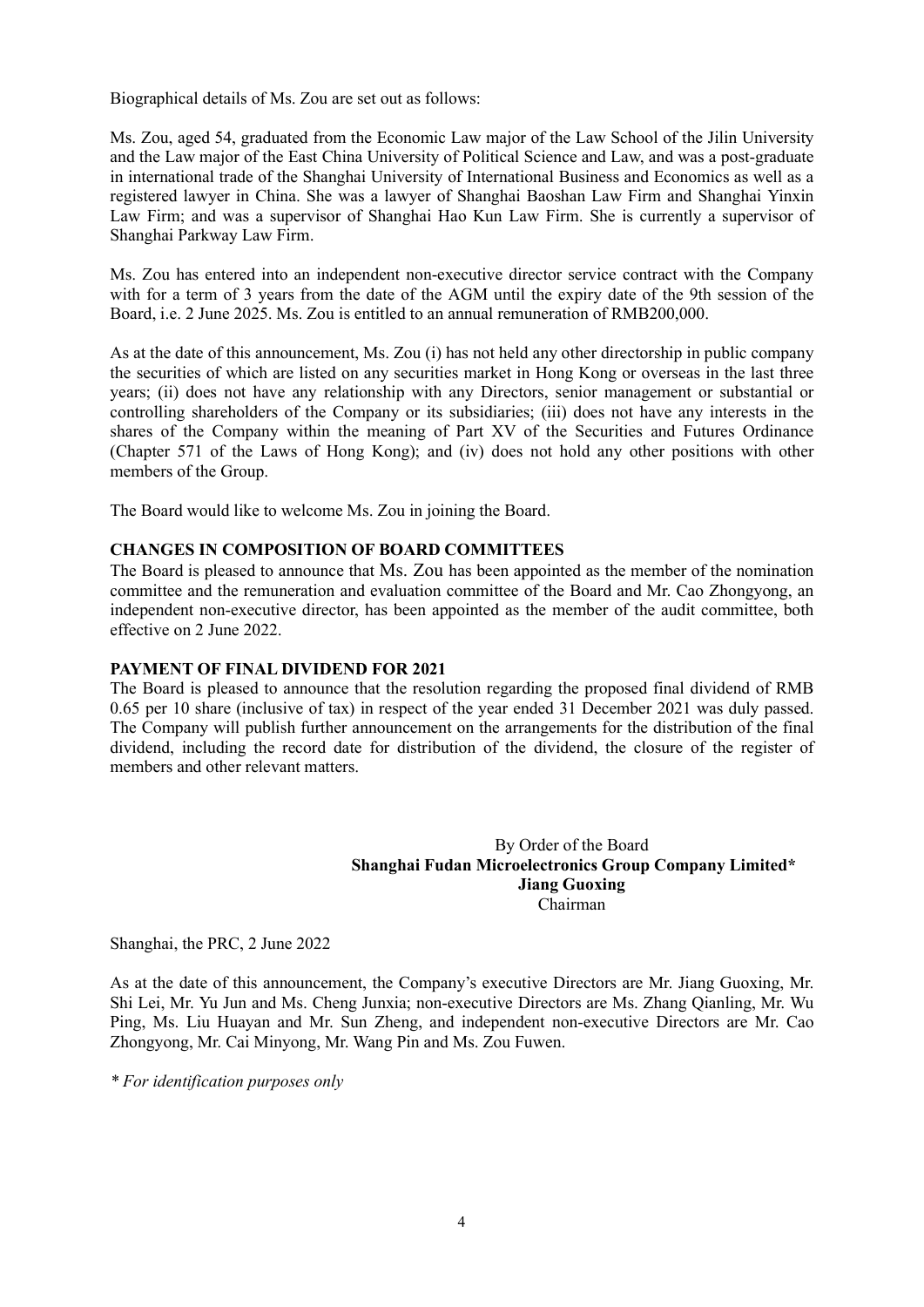Biographical details of Ms. Zou are set out as follows:

Ms. Zou, aged 54, graduated from the Economic Law major of the Law School of the Jilin University and the Law major of the East China University of Political Science and Law, and was a post-graduate in international trade of the Shanghai University of International Business and Economics as well as a registered lawyer in China. She was a lawyer of Shanghai Baoshan Law Firm and Shanghai Yinxin Law Firm; and was a supervisor of Shanghai Hao Kun Law Firm. She is currently a supervisor of Shanghai Parkway Law Firm.

Ms. Zou has entered into an independent non-executive director service contract with the Company with for a term of 3 years from the date of the AGM until the expiry date of the 9th session of the Board, i.e. 2 June 2025. Ms. Zou is entitled to an annual remuneration of RMB200,000.

As at the date of this announcement, Ms. Zou (i) has not held any other directorship in public company the securities of which are listed on any securities market in Hong Kong or overseas in the last three years; (ii) does not have any relationship with any Directors, senior management or substantial or controlling shareholders of the Company or its subsidiaries; (iii) does not have any interests in the shares of the Company within the meaning of Part XV of the Securities and Futures Ordinance (Chapter 571 of the Laws of Hong Kong); and (iv) does not hold any other positions with other members of the Group.

The Board would like to welcome Ms. Zou in joining the Board.

**CHANGES IN COMPOSITION OF BOARD COMMITTEES**

The Board is pleased to announce that Ms. Zou has been appointed as the member of the nomination committee and the remuneration and evaluation committee of the Board and Mr. Cao Zhongyong, an independent non-executive director, has been appointed as the member of the audit committee, both effective on 2 June 2022.

**PAYMENT OF FINAL DIVIDEND FOR 2021**

The Board is pleased to announce that the resolution regarding the proposed final dividend of RMB 0.65 per 10 share (inclusive of tax) in respect of the year ended 31 December 2021 was duly passed. The Company will publish further announcement on the arrangements for the distribution of the final dividend, including the record date for distribution of the dividend, the closure of the register of members and other relevant matters.

By Order of the Board
**Shanghai Fudan Microelectronics Group Company Limited***
**Jiang Guoxing**
Chairman

Shanghai, the PRC, 2 June 2022

As at the date of this announcement, the Company's executive Directors are Mr. Jiang Guoxing, Mr. Shi Lei, Mr. Yu Jun and Ms. Cheng Junxia; non-executive Directors are Ms. Zhang Qianling, Mr. Wu Ping, Ms. Liu Huayan and Mr. Sun Zheng, and independent non-executive Directors are Mr. Cao Zhongyong, Mr. Cai Minyong, Mr. Wang Pin and Ms. Zou Fuwen.

*\* For identification purposes only*